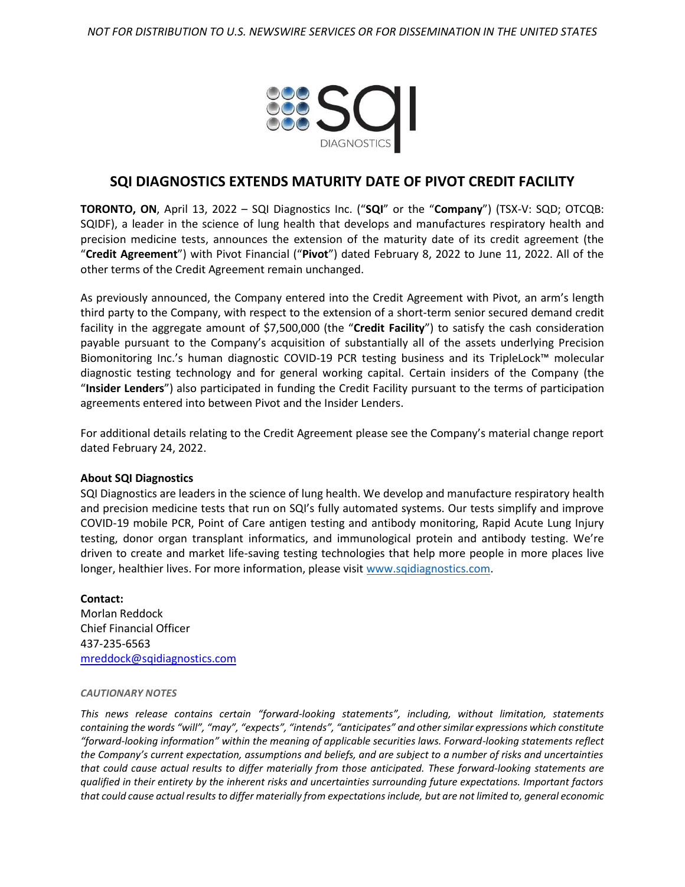*NOT FOR DISTRIBUTION TO U.S. NEWSWIRE SERVICES OR FOR DISSEMINATION IN THE UNITED STATES*

# SQI DIAGNOSTICS EXTENDS MATURITY DATE OF PIVOT CREDIT FACILITY

**TORONTO, ON**, April 13, 2022 – SQI Diagnostics Inc. ("**SQI**" or the "**Company**") (TSX-V: SQD; OTCQB: SQIDF), a leader in the science of lung health that develops and manufactures respiratory health and precision medicine tests, announces the extension of the maturity date of its credit agreement (the "**Credit Agreement**") with Pivot Financial ("**Pivot**") dated February 8, 2022 to June 11, 2022. All of the other terms of the Credit Agreement remain unchanged.

As previously announced, the Company entered into the Credit Agreement with Pivot, an arm's length third party to the Company, with respect to the extension of a short-term senior secured demand credit facility in the aggregate amount of $7,500,000 (the "**Credit Facility**") to satisfy the cash consideration payable pursuant to the Company's acquisition of substantially all of the assets underlying Precision Biomonitoring Inc.'s human diagnostic COVID-19 PCR testing business and its TripleLock™ molecular diagnostic testing technology and for general working capital. Certain insiders of the Company (the "**Insider Lenders**") also participated in funding the Credit Facility pursuant to the terms of participation agreements entered into between Pivot and the Insider Lenders.

For additional details relating to the Credit Agreement please see the Company's material change report dated February 24, 2022.

**About SQI Diagnostics**

SQI Diagnostics are leaders in the science of lung health. We develop and manufacture respiratory health and precision medicine tests that run on SQI's fully automated systems. Our tests simplify and improve COVID-19 mobile PCR, Point of Care antigen testing and antibody monitoring, Rapid Acute Lung Injury testing, donor organ transplant informatics, and immunological protein and antibody testing. We're driven to create and market life-saving testing technologies that help more people in more places live longer, healthier lives. For more information, please visit www.sqidiagnostics.com.

**Contact:**
Morlan Reddock
Chief Financial Officer
437-235-6563
mreddock@sqidiagnostics.com

*CAUTIONARY NOTES*

*This news release contains certain "forward-looking statements", including, without limitation, statements containing the words "will", "may", "expects", "intends", "anticipates" and other similar expressions which constitute "forward-looking information" within the meaning of applicable securities laws. Forward-looking statements reflect the Company's current expectation, assumptions and beliefs, and are subject to a number of risks and uncertainties that could cause actual results to differ materially from those anticipated. These forward-looking statements are qualified in their entirety by the inherent risks and uncertainties surrounding future expectations. Important factors that could cause actual results to differ materially from expectations include, but are not limited to, general economic*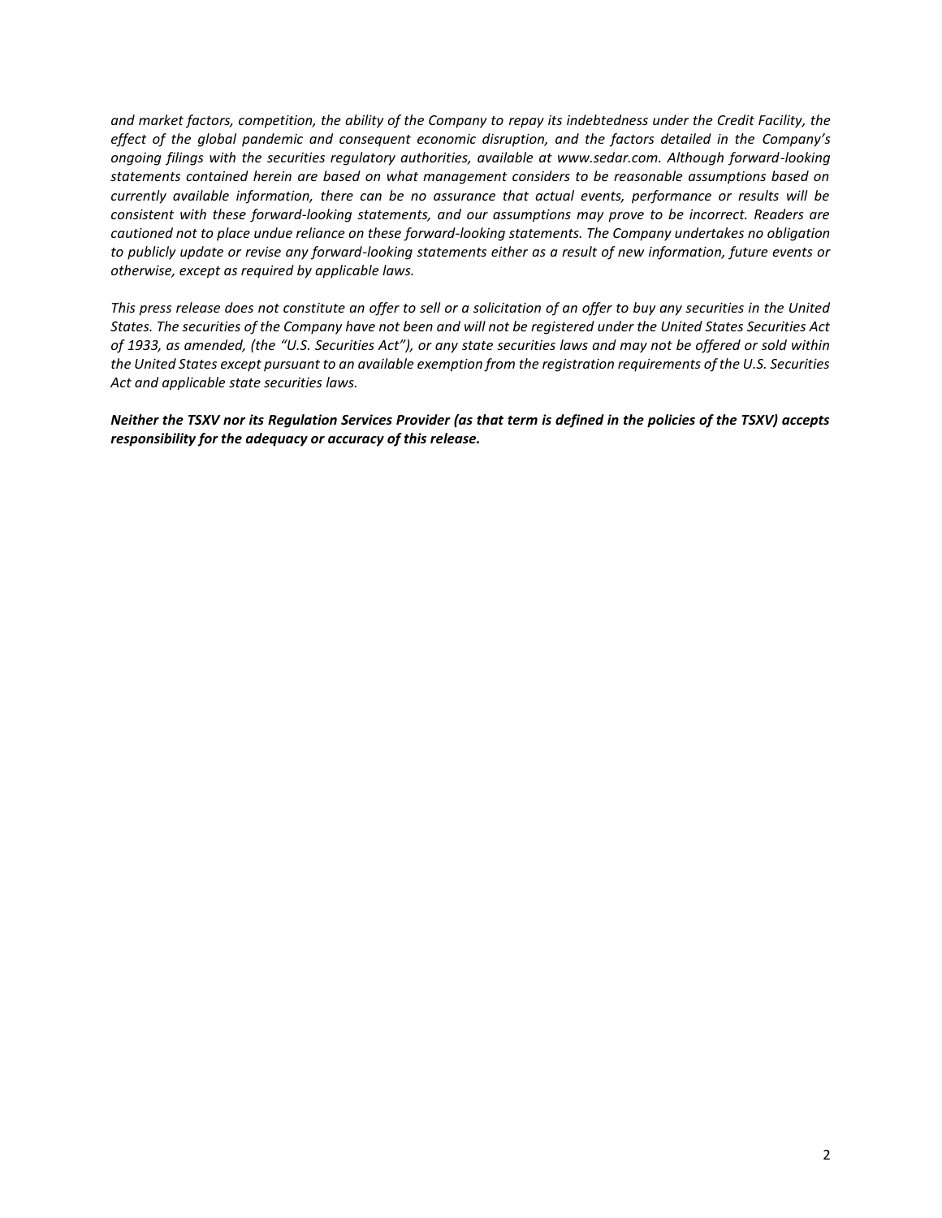*and market factors, competition, the ability of the Company to repay its indebtedness under the Credit Facility, the effect of the global pandemic and consequent economic disruption, and the factors detailed in the Company's ongoing filings with the securities regulatory authorities, available at www.sedar.com. Although forward-looking statements contained herein are based on what management considers to be reasonable assumptions based on currently available information, there can be no assurance that actual events, performance or results will be consistent with these forward-looking statements, and our assumptions may prove to be incorrect. Readers are cautioned not to place undue reliance on these forward-looking statements. The Company undertakes no obligation to publicly update or revise any forward-looking statements either as a result of new information, future events or otherwise, except as required by applicable laws.*

*This press release does not constitute an offer to sell or a solicitation of an offer to buy any securities in the United States. The securities of the Company have not been and will not be registered under the United States Securities Act of 1933, as amended, (the "U.S. Securities Act"), or any state securities laws and may not be offered or sold within the United States except pursuant to an available exemption from the registration requirements of the U.S. Securities Act and applicable state securities laws.*

***Neither the TSXV nor its Regulation Services Provider (as that term is defined in the policies of the TSXV) accepts responsibility for the adequacy or accuracy of this release.***